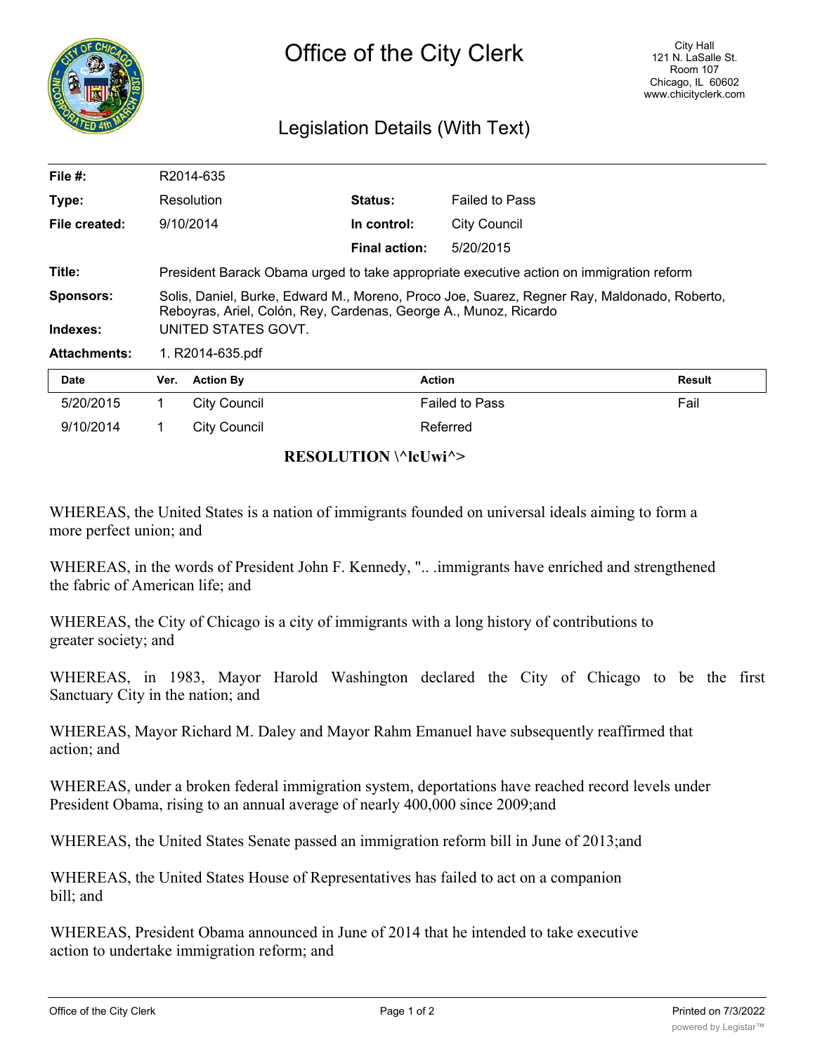# Office of the City Clerk

City Hall
121 N. LaSalle St.
Room 107
Chicago, IL 60602
www.chicityclerk.com

## Legislation Details (With Text)

| | | | |
|---|---|---|---|
| **File #:** | R2014-635 | | |
| **Type:** | Resolution | **Status:** | Failed to Pass |
| **File created:** | 9/10/2014 | **In control:** | City Council |
| | | **Final action:** | 5/20/2015 |
| **Title:** | President Barack Obama urged to take appropriate executive action on immigration reform | | |
| **Sponsors:** | Solis, Daniel, Burke, Edward M., Moreno, Proco Joe, Suarez, Regner Ray, Maldonado, Roberto, Reboyras, Ariel, Colón, Rey, Cardenas, George A., Munoz, Ricardo | | |
| **Indexes:** | UNITED STATES GOVT. | | |
| **Attachments:** | 1. R2014-635.pdf | | |

| Date | Ver. | Action By | Action | Result |
|---|---|---|---|---|
| 5/20/2015 | 1 | City Council | Failed to Pass | Fail |
| 9/10/2014 | 1 | City Council | Referred | |

**RESOLUTION \^lcUwi^>**

WHEREAS, the United States is a nation of immigrants founded on universal ideals aiming to form a more perfect union; and

WHEREAS, in the words of President John F. Kennedy, ".. .immigrants have enriched and strengthened the fabric of American life; and

WHEREAS, the City of Chicago is a city of immigrants with a long history of contributions to greater society; and

WHEREAS, in 1983, Mayor Harold Washington declared the City of Chicago to be the first Sanctuary City in the nation; and

WHEREAS, Mayor Richard M. Daley and Mayor Rahm Emanuel have subsequently reaffirmed that action; and

WHEREAS, under a broken federal immigration system, deportations have reached record levels under President Obama, rising to an annual average of nearly 400,000 since 2009;and

WHEREAS, the United States Senate passed an immigration reform bill in June of 2013;and

WHEREAS, the United States House of Representatives has failed to act on a companion bill; and

WHEREAS, President Obama announced in June of 2014 that he intended to take executive action to undertake immigration reform; and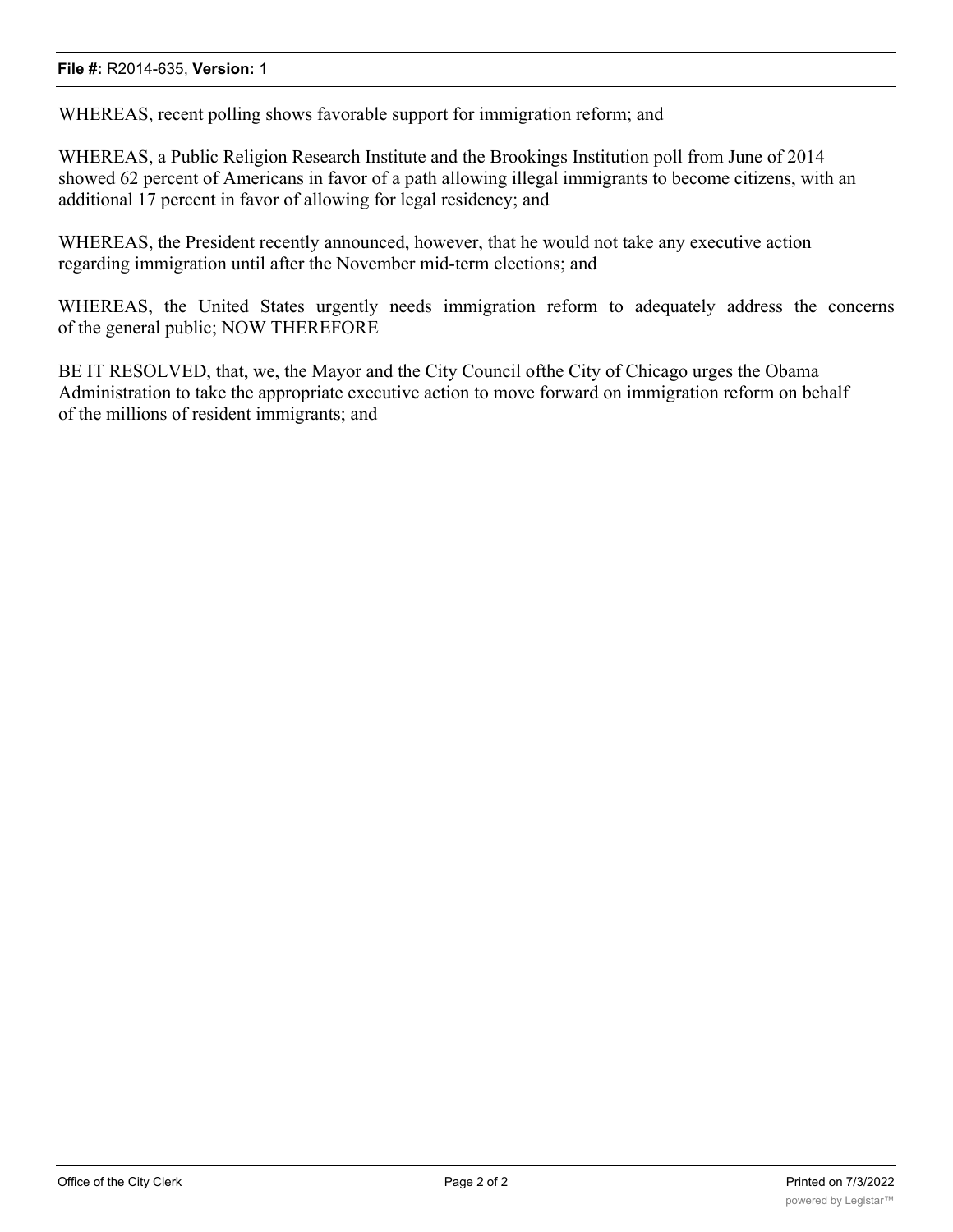WHEREAS, recent polling shows favorable support for immigration reform; and

WHEREAS, a Public Religion Research Institute and the Brookings Institution poll from June of 2014 showed 62 percent of Americans in favor of a path allowing illegal immigrants to become citizens, with an additional 17 percent in favor of allowing for legal residency; and

WHEREAS, the President recently announced, however, that he would not take any executive action regarding immigration until after the November mid-term elections; and

WHEREAS, the United States urgently needs immigration reform to adequately address the concerns of the general public; NOW THEREFORE

BE IT RESOLVED, that, we, the Mayor and the City Council ofthe City of Chicago urges the Obama Administration to take the appropriate executive action to move forward on immigration reform on behalf of the millions of resident immigrants; and